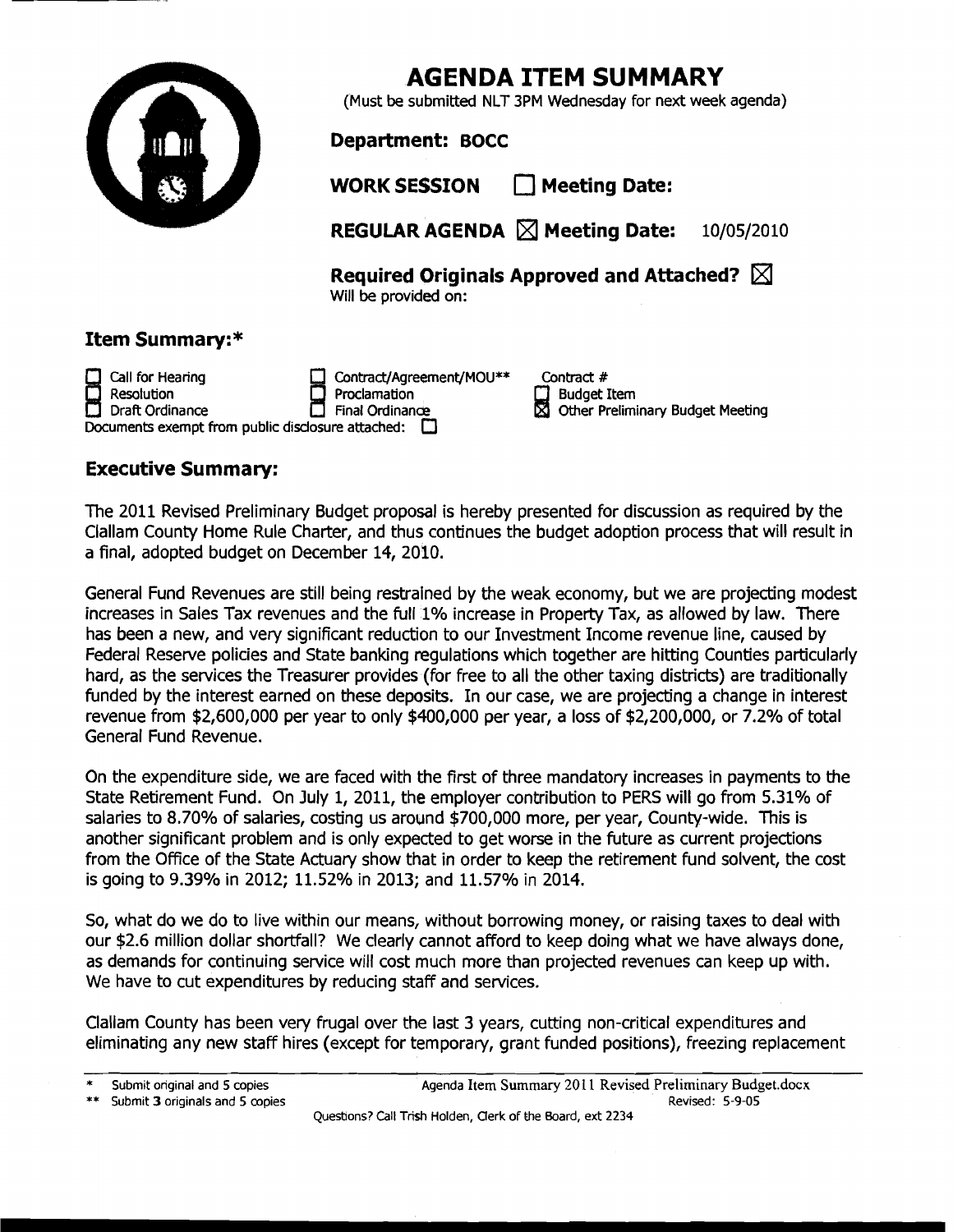# AGENDA ITEM SUMMARY

(Must be submitted NLT 3PM Wednesday for next week agenda)

**Department: BOCC**

**WORK SESSION** ☐ **Meeting Date:**

**REGULAR AGENDA** ☒ **Meeting Date:** 10/05/2010

**Required Originals Approved and Attached?** ☒

Will be provided on:

## Item Summary:*

| | | |
|---|---|---|
| ☐ Call for Hearing | ☐ Contract/Agreement/MOU** | Contract # |
| ☐ Resolution | ☐ Proclamation | ☐ Budget Item |
| ☐ Draft Ordinance | ☐ Final Ordinance | ☒ Other Preliminary Budget Meeting |

Documents exempt from public disclosure attached: ☐

## Executive Summary:

The 2011 Revised Preliminary Budget proposal is hereby presented for discussion as required by the Clallam County Home Rule Charter, and thus continues the budget adoption process that will result in a final, adopted budget on December 14, 2010.

General Fund Revenues are still being restrained by the weak economy, but we are projecting modest increases in Sales Tax revenues and the full 1% increase in Property Tax, as allowed by law. There has been a new, and very significant reduction to our Investment Income revenue line, caused by Federal Reserve policies and State banking regulations which together are hitting Counties particularly hard, as the services the Treasurer provides (for free to all the other taxing districts) are traditionally funded by the interest earned on these deposits. In our case, we are projecting a change in interest revenue from $2,600,000 per year to only $400,000 per year, a loss of $2,200,000, or 7.2% of total General Fund Revenue.

On the expenditure side, we are faced with the first of three mandatory increases in payments to the State Retirement Fund. On July 1, 2011, the employer contribution to PERS will go from 5.31% of salaries to 8.70% of salaries, costing us around $700,000 more, per year, County-wide. This is another significant problem and is only expected to get worse in the future as current projections from the Office of the State Actuary show that in order to keep the retirement fund solvent, the cost is going to 9.39% in 2012; 11.52% in 2013; and 11.57% in 2014.

So, what do we do to live within our means, without borrowing money, or raising taxes to deal with our $2.6 million dollar shortfall? We clearly cannot afford to keep doing what we have always done, as demands for continuing service will cost much more than projected revenues can keep up with. We have to cut expenditures by reducing staff and services.

Clallam County has been very frugal over the last 3 years, cutting non-critical expenditures and eliminating any new staff hires (except for temporary, grant funded positions), freezing replacement

\* Submit original and 5 copies

\** Submit 3 originals and 5 copies

Agenda Item Summary 2011 Revised Preliminary Budget.docx

Revised: 5-9-05

Questions? Call Trish Holden, Clerk of the Board, ext 2234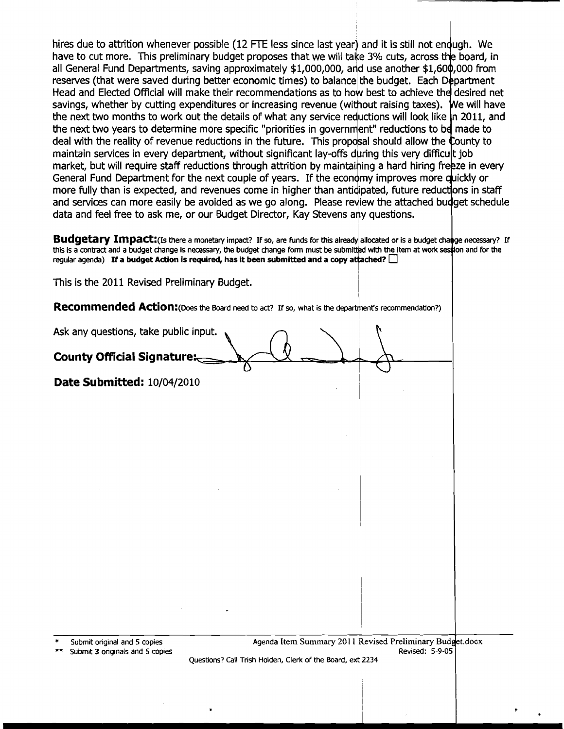hires due to attrition whenever possible (12 FTE less since last year) and it is still not enough. We have to cut more. This preliminary budget proposes that we will take 3% cuts, across the board, in all General Fund Departments, saving approximately $1,000,000, and use another $1,600,000 from reserves (that were saved during better economic times) to balance the budget. Each Department Head and Elected Official will make their recommendations as to how best to achieve the desired net savings, whether by cutting expenditures or increasing revenue (without raising taxes). We will have the next two months to work out the details of what any service reductions will look like in 2011, and the next two years to determine more specific "priorities in government" reductions to be made to deal with the reality of revenue reductions in the future. This proposal should allow the County to maintain services in every department, without significant lay-offs during this very difficult job market, but will require staff reductions through attrition by maintaining a hard hiring freeze in every General Fund Department for the next couple of years. If the economy improves more quickly or more fully than is expected, and revenues come in higher than anticipated, future reductions in staff and services can more easily be avoided as we go along. Please review the attached budget schedule data and feel free to ask me, or our Budget Director, Kay Stevens any questions.

**Budgetary Impact:** (Is there a monetary impact? If so, are funds for this already allocated or is a budget change necessary? If this is a contract and a budget change is necessary, the budget change form must be submitted with the item at work session and for the regular agenda) **If a budget Action is required, has it been submitted and a copy attached?** ☐

This is the 2011 Revised Preliminary Budget.

**Recommended Action:** (Does the Board need to act? If so, what is the department's recommendation?)

Ask any questions, take public input.

**County Official Signature:** ______________________

**Date Submitted:** 10/04/2010

\* Submit original and 5 copies

\*\* Submit **3** originals and 5 copies

Agenda Item Summary 2011 Revised Preliminary Budget.docx

Revised: 5-9-05

Questions? Call Trish Holden, Clerk of the Board, ext 2234